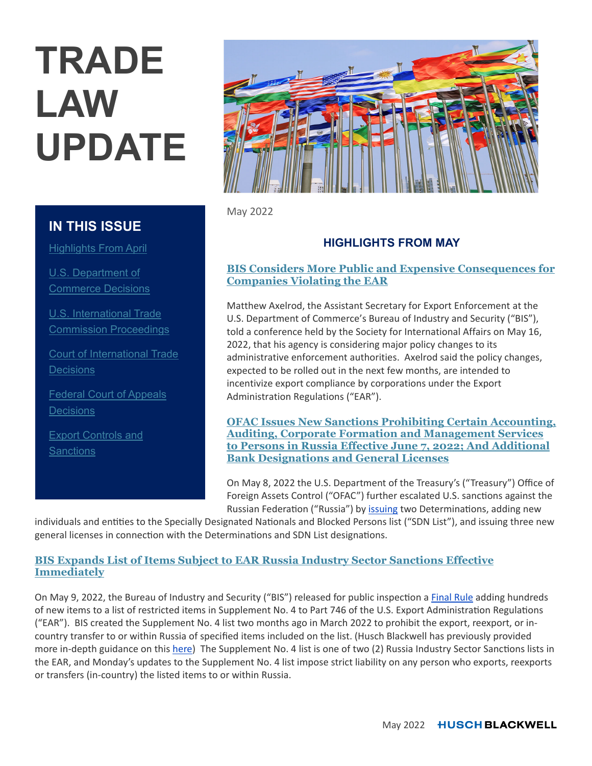# TRADE LAW UPDATE

## IN THIS ISSUE

- Highlights From April
- U.S. Department of Commerce Decisions
- U.S. International Trade Commission Proceedings
- Court of International Trade Decisions
- Federal Court of Appeals Decisions
- Export Controls and Sanctions

May 2022

## HIGHLIGHTS FROM MAY

### BIS Considers More Public and Expensive Consequences for Companies Violating the EAR

Matthew Axelrod, the Assistant Secretary for Export Enforcement at the U.S. Department of Commerce's Bureau of Industry and Security ("BIS"), told a conference held by the Society for International Affairs on May 16, 2022, that his agency is considering major policy changes to its administrative enforcement authorities. Axelrod said the policy changes, expected to be rolled out in the next few months, are intended to incentivize export compliance by corporations under the Export Administration Regulations ("EAR").

### OFAC Issues New Sanctions Prohibiting Certain Accounting, Auditing, Corporate Formation and Management Services to Persons in Russia Effective June 7, 2022; And Additional Bank Designations and General Licenses

On May 8, 2022 the U.S. Department of the Treasury's ("Treasury") Office of Foreign Assets Control ("OFAC") further escalated U.S. sanctions against the Russian Federation ("Russia") by issuing two Determinations, adding new individuals and entities to the Specially Designated Nationals and Blocked Persons list ("SDN List"), and issuing three new general licenses in connection with the Determinations and SDN List designations.

### BIS Expands List of Items Subject to EAR Russia Industry Sector Sanctions Effective Immediately

On May 9, 2022, the Bureau of Industry and Security ("BIS") released for public inspection a Final Rule adding hundreds of new items to a list of restricted items in Supplement No. 4 to Part 746 of the U.S. Export Administration Regulations ("EAR"). BIS created the Supplement No. 4 list two months ago in March 2022 to prohibit the export, reexport, or in-country transfer to or within Russia of specified items included on the list. (Husch Blackwell has previously provided more in-depth guidance on this here) The Supplement No. 4 list is one of two (2) Russia Industry Sector Sanctions lists in the EAR, and Monday's updates to the Supplement No. 4 list impose strict liability on any person who exports, reexports or transfers (in-country) the listed items to or within Russia.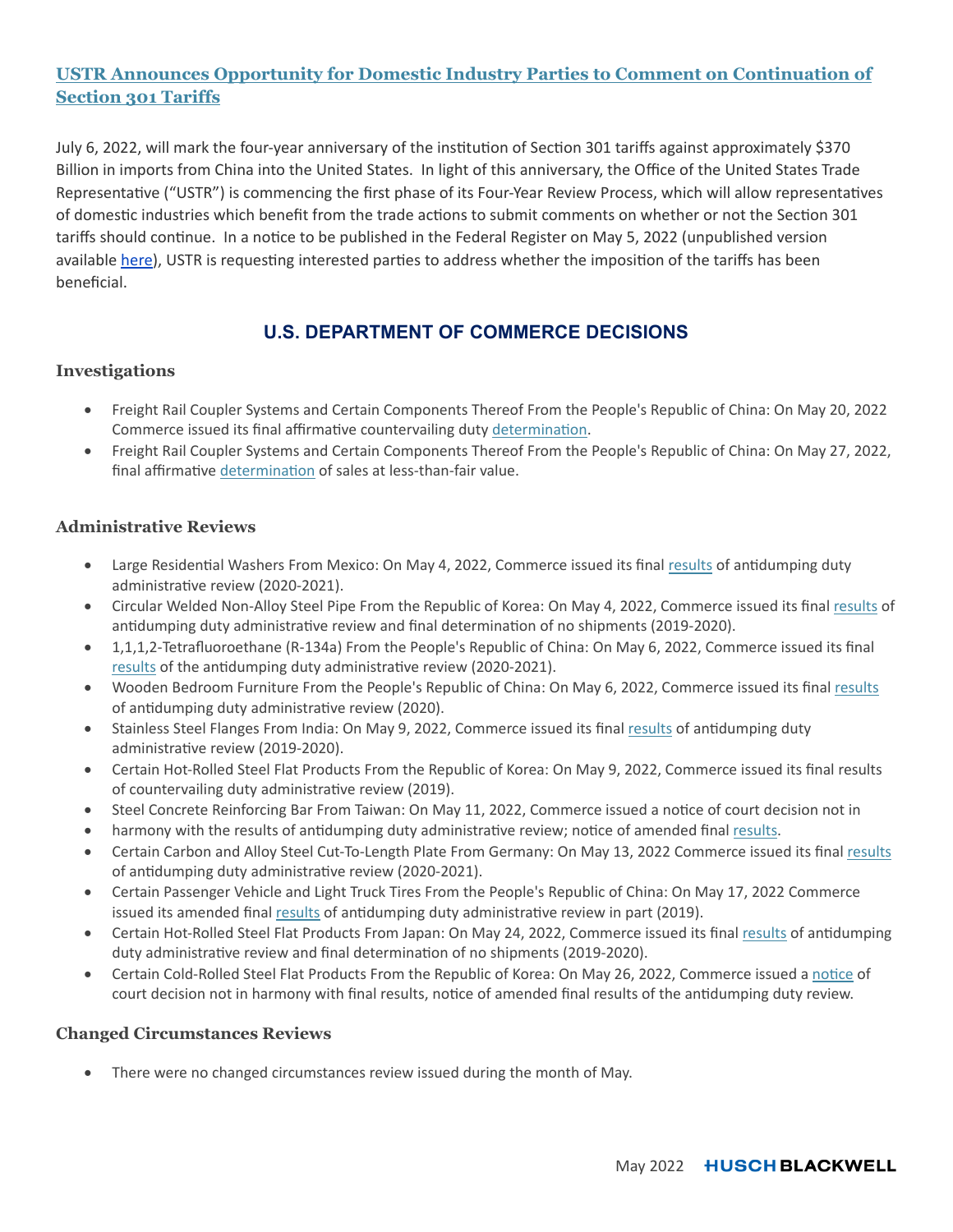## USTR Announces Opportunity for Domestic Industry Parties to Comment on Continuation of Section 301 Tariffs

July 6, 2022, will mark the four-year anniversary of the institution of Section 301 tariffs against approximately $370 Billion in imports from China into the United States. In light of this anniversary, the Office of the United States Trade Representative ("USTR") is commencing the first phase of its Four-Year Review Process, which will allow representatives of domestic industries which benefit from the trade actions to submit comments on whether or not the Section 301 tariffs should continue. In a notice to be published in the Federal Register on May 5, 2022 (unpublished version available here), USTR is requesting interested parties to address whether the imposition of the tariffs has been beneficial.

## U.S. DEPARTMENT OF COMMERCE DECISIONS

### Investigations

- Freight Rail Coupler Systems and Certain Components Thereof From the People's Republic of China: On May 20, 2022 Commerce issued its final affirmative countervailing duty determination.
- Freight Rail Coupler Systems and Certain Components Thereof From the People's Republic of China: On May 27, 2022, final affirmative determination of sales at less-than-fair value.

### Administrative Reviews

- Large Residential Washers From Mexico: On May 4, 2022, Commerce issued its final results of antidumping duty administrative review (2020-2021).
- Circular Welded Non-Alloy Steel Pipe From the Republic of Korea: On May 4, 2022, Commerce issued its final results of antidumping duty administrative review and final determination of no shipments (2019-2020).
- 1,1,1,2-Tetrafluoroethane (R-134a) From the People's Republic of China: On May 6, 2022, Commerce issued its final results of the antidumping duty administrative review (2020-2021).
- Wooden Bedroom Furniture From the People's Republic of China: On May 6, 2022, Commerce issued its final results of antidumping duty administrative review (2020).
- Stainless Steel Flanges From India: On May 9, 2022, Commerce issued its final results of antidumping duty administrative review (2019-2020).
- Certain Hot-Rolled Steel Flat Products From the Republic of Korea: On May 9, 2022, Commerce issued its final results of countervailing duty administrative review (2019).
- Steel Concrete Reinforcing Bar From Taiwan: On May 11, 2022, Commerce issued a notice of court decision not in
- harmony with the results of antidumping duty administrative review; notice of amended final results.
- Certain Carbon and Alloy Steel Cut-To-Length Plate From Germany: On May 13, 2022 Commerce issued its final results of antidumping duty administrative review (2020-2021).
- Certain Passenger Vehicle and Light Truck Tires From the People's Republic of China: On May 17, 2022 Commerce issued its amended final results of antidumping duty administrative review in part (2019).
- Certain Hot-Rolled Steel Flat Products From Japan: On May 24, 2022, Commerce issued its final results of antidumping duty administrative review and final determination of no shipments (2019-2020).
- Certain Cold-Rolled Steel Flat Products From the Republic of Korea: On May 26, 2022, Commerce issued a notice of court decision not in harmony with final results, notice of amended final results of the antidumping duty review.

### Changed Circumstances Reviews

- There were no changed circumstances review issued during the month of May.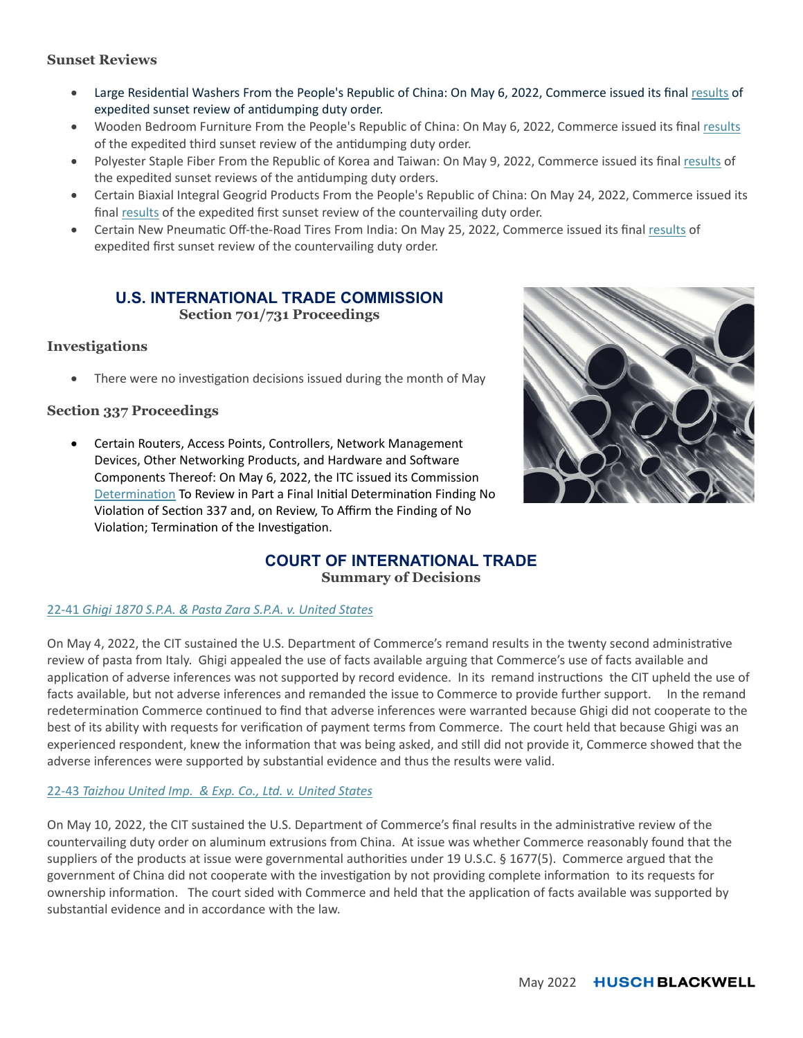### Sunset Reviews

- Large Residential Washers From the People's Republic of China: On May 6, 2022, Commerce issued its final results of expedited sunset review of antidumping duty order.
- Wooden Bedroom Furniture From the People's Republic of China: On May 6, 2022, Commerce issued its final results of the expedited third sunset review of the antidumping duty order.
- Polyester Staple Fiber From the Republic of Korea and Taiwan: On May 9, 2022, Commerce issued its final results of the expedited sunset reviews of the antidumping duty orders.
- Certain Biaxial Integral Geogrid Products From the People's Republic of China: On May 24, 2022, Commerce issued its final results of the expedited first sunset review of the countervailing duty order.
- Certain New Pneumatic Off-the-Road Tires From India: On May 25, 2022, Commerce issued its final results of expedited first sunset review of the countervailing duty order.

## U.S. INTERNATIONAL TRADE COMMISSION

**Section 701/731 Proceedings**

### Investigations

- There were no investigation decisions issued during the month of May

### Section 337 Proceedings

- Certain Routers, Access Points, Controllers, Network Management Devices, Other Networking Products, and Hardware and Software Components Thereof: On May 6, 2022, the ITC issued its Commission Determination To Review in Part a Final Initial Determination Finding No Violation of Section 337 and, on Review, To Affirm the Finding of No Violation; Termination of the Investigation.

## COURT OF INTERNATIONAL TRADE

**Summary of Decisions**

22-41 *Ghigi 1870 S.P.A. & Pasta Zara S.P.A. v. United States*

On May 4, 2022, the CIT sustained the U.S. Department of Commerce's remand results in the twenty second administrative review of pasta from Italy. Ghigi appealed the use of facts available arguing that Commerce's use of facts available and application of adverse inferences was not supported by record evidence. In its remand instructions the CIT upheld the use of facts available, but not adverse inferences and remanded the issue to Commerce to provide further support. In the remand redetermination Commerce continued to find that adverse inferences were warranted because Ghigi did not cooperate to the best of its ability with requests for verification of payment terms from Commerce. The court held that because Ghigi was an experienced respondent, knew the information that was being asked, and still did not provide it, Commerce showed that the adverse inferences were supported by substantial evidence and thus the results were valid.

22-43 *Taizhou United Imp. & Exp. Co., Ltd. v. United States*

On May 10, 2022, the CIT sustained the U.S. Department of Commerce's final results in the administrative review of the countervailing duty order on aluminum extrusions from China. At issue was whether Commerce reasonably found that the suppliers of the products at issue were governmental authorities under 19 U.S.C. § 1677(5). Commerce argued that the government of China did not cooperate with the investigation by not providing complete information to its requests for ownership information. The court sided with Commerce and held that the application of facts available was supported by substantial evidence and in accordance with the law.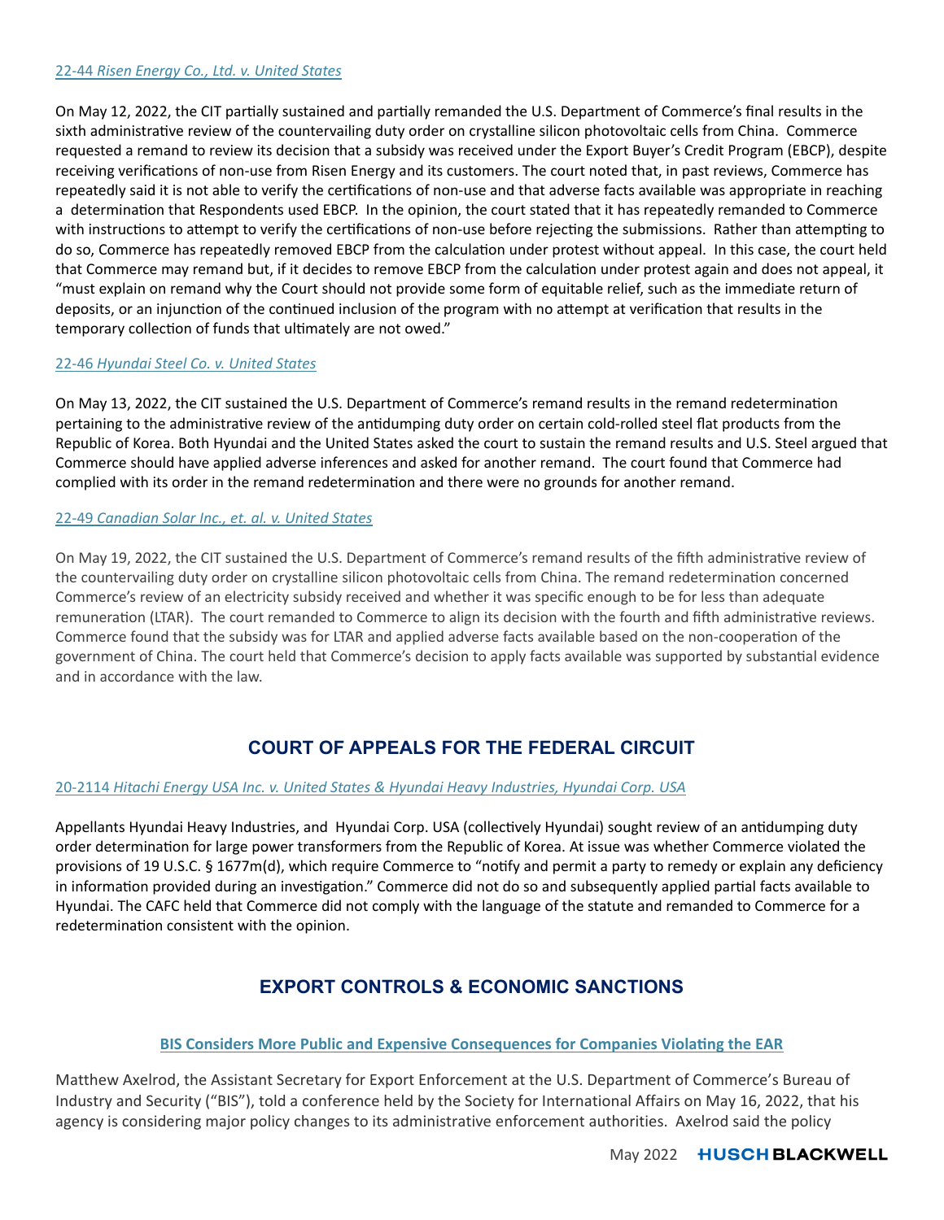### [22-44 *Risen Energy Co., Ltd. v. United States*]

On May 12, 2022, the CIT partially sustained and partially remanded the U.S. Department of Commerce's final results in the sixth administrative review of the countervailing duty order on crystalline silicon photovoltaic cells from China. Commerce requested a remand to review its decision that a subsidy was received under the Export Buyer's Credit Program (EBCP), despite receiving verifications of non-use from Risen Energy and its customers. The court noted that, in past reviews, Commerce has repeatedly said it is not able to verify the certifications of non-use and that adverse facts available was appropriate in reaching a determination that Respondents used EBCP. In the opinion, the court stated that it has repeatedly remanded to Commerce with instructions to attempt to verify the certifications of non-use before rejecting the submissions. Rather than attempting to do so, Commerce has repeatedly removed EBCP from the calculation under protest without appeal. In this case, the court held that Commerce may remand but, if it decides to remove EBCP from the calculation under protest again and does not appeal, it "must explain on remand why the Court should not provide some form of equitable relief, such as the immediate return of deposits, or an injunction of the continued inclusion of the program with no attempt at verification that results in the temporary collection of funds that ultimately are not owed."

### [22-46 *Hyundai Steel Co. v. United States*]

On May 13, 2022, the CIT sustained the U.S. Department of Commerce's remand results in the remand redetermination pertaining to the administrative review of the antidumping duty order on certain cold-rolled steel flat products from the Republic of Korea. Both Hyundai and the United States asked the court to sustain the remand results and U.S. Steel argued that Commerce should have applied adverse inferences and asked for another remand. The court found that Commerce had complied with its order in the remand redetermination and there were no grounds for another remand.

### [22-49 *Canadian Solar Inc., et. al. v. United States*]

On May 19, 2022, the CIT sustained the U.S. Department of Commerce's remand results of the fifth administrative review of the countervailing duty order on crystalline silicon photovoltaic cells from China. The remand redetermination concerned Commerce's review of an electricity subsidy received and whether it was specific enough to be for less than adequate remuneration (LTAR). The court remanded to Commerce to align its decision with the fourth and fifth administrative reviews. Commerce found that the subsidy was for LTAR and applied adverse facts available based on the non-cooperation of the government of China. The court held that Commerce's decision to apply facts available was supported by substantial evidence and in accordance with the law.

## COURT OF APPEALS FOR THE FEDERAL CIRCUIT

### [20-2114 *Hitachi Energy USA Inc. v. United States & Hyundai Heavy Industries, Hyundai Corp. USA*]

Appellants Hyundai Heavy Industries, and Hyundai Corp. USA (collectively Hyundai) sought review of an antidumping duty order determination for large power transformers from the Republic of Korea. At issue was whether Commerce violated the provisions of 19 U.S.C. § 1677m(d), which require Commerce to "notify and permit a party to remedy or explain any deficiency in information provided during an investigation." Commerce did not do so and subsequently applied partial facts available to Hyundai. The CAFC held that Commerce did not comply with the language of the statute and remanded to Commerce for a redetermination consistent with the opinion.

## EXPORT CONTROLS & ECONOMIC SANCTIONS

### **BIS Considers More Public and Expensive Consequences for Companies Violating the EAR**

Matthew Axelrod, the Assistant Secretary for Export Enforcement at the U.S. Department of Commerce's Bureau of Industry and Security ("BIS"), told a conference held by the Society for International Affairs on May 16, 2022, that his agency is considering major policy changes to its administrative enforcement authorities. Axelrod said the policy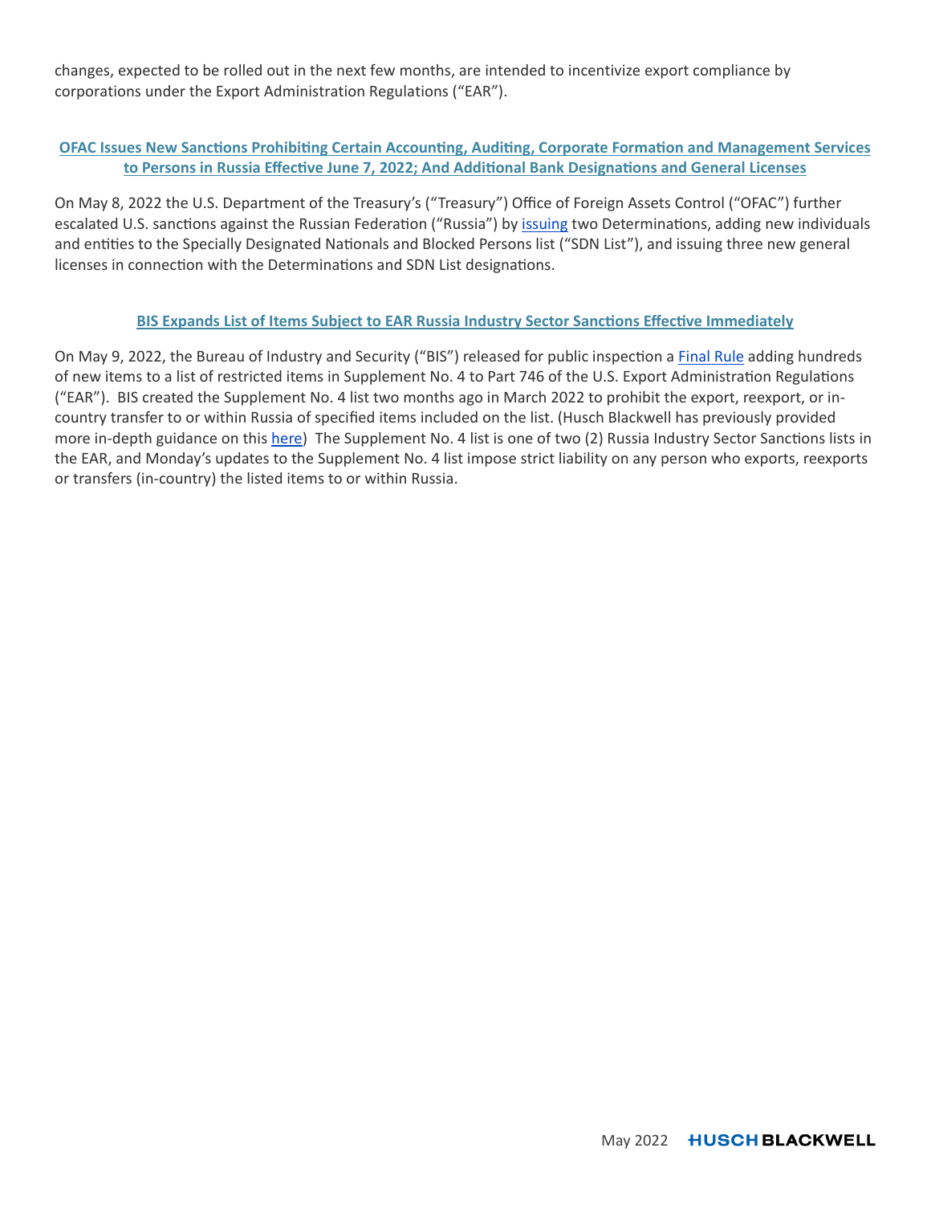changes, expected to be rolled out in the next few months, are intended to incentivize export compliance by corporations under the Export Administration Regulations ("EAR").

## OFAC Issues New Sanctions Prohibiting Certain Accounting, Auditing, Corporate Formation and Management Services to Persons in Russia Effective June 7, 2022; And Additional Bank Designations and General Licenses

On May 8, 2022 the U.S. Department of the Treasury's ("Treasury") Office of Foreign Assets Control ("OFAC") further escalated U.S. sanctions against the Russian Federation ("Russia") by issuing two Determinations, adding new individuals and entities to the Specially Designated Nationals and Blocked Persons list ("SDN List"), and issuing three new general licenses in connection with the Determinations and SDN List designations.

## BIS Expands List of Items Subject to EAR Russia Industry Sector Sanctions Effective Immediately

On May 9, 2022, the Bureau of Industry and Security ("BIS") released for public inspection a Final Rule adding hundreds of new items to a list of restricted items in Supplement No. 4 to Part 746 of the U.S. Export Administration Regulations ("EAR"). BIS created the Supplement No. 4 list two months ago in March 2022 to prohibit the export, reexport, or in-country transfer to or within Russia of specified items included on the list. (Husch Blackwell has previously provided more in-depth guidance on this here) The Supplement No. 4 list is one of two (2) Russia Industry Sector Sanctions lists in the EAR, and Monday's updates to the Supplement No. 4 list impose strict liability on any person who exports, reexports or transfers (in-country) the listed items to or within Russia.